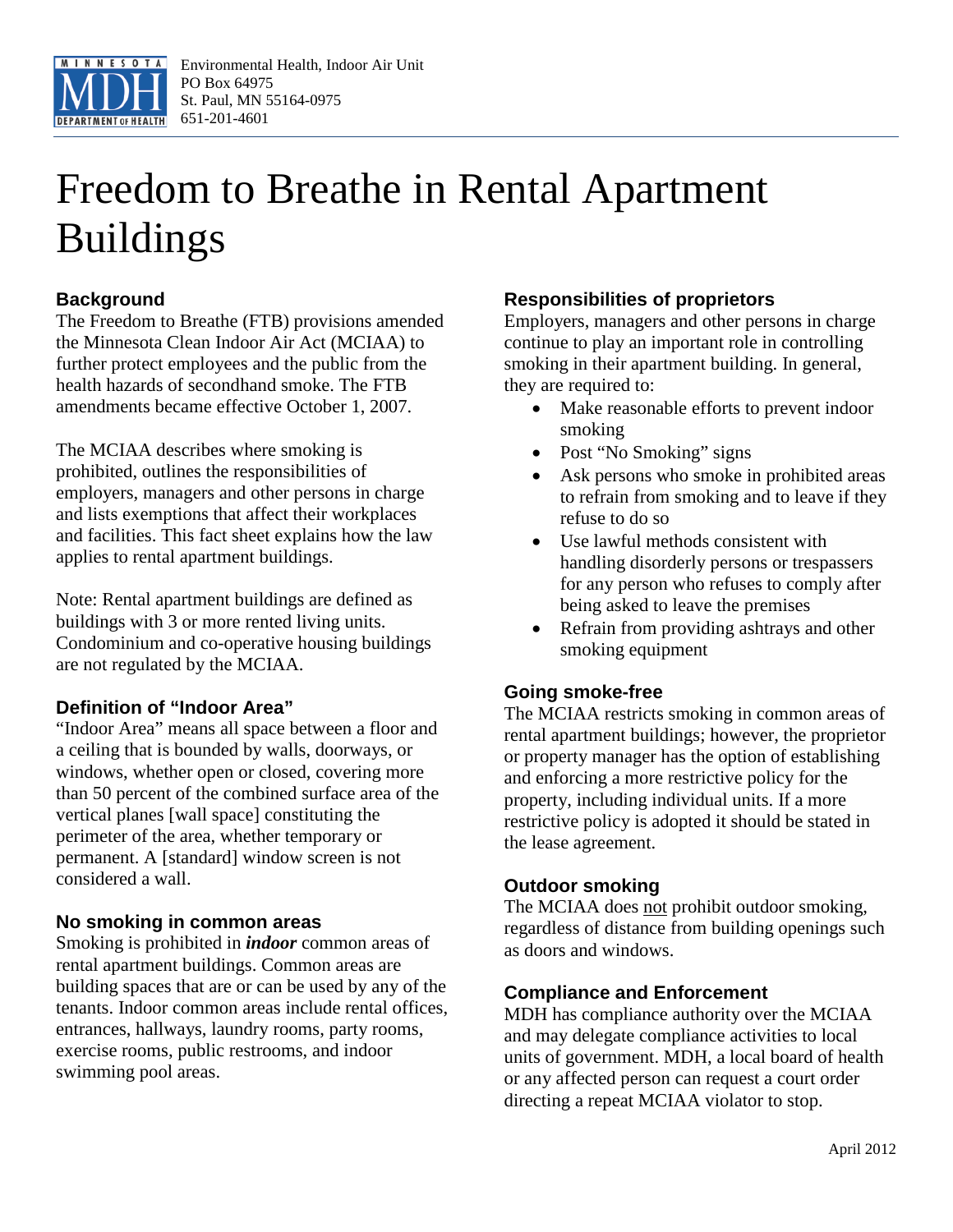Environmental Health, Indoor Air Unit
PO Box 64975
St. Paul, MN 55164-0975
651-201-4601

# Freedom to Breathe in Rental Apartment Buildings

## Background

The Freedom to Breathe (FTB) provisions amended the Minnesota Clean Indoor Air Act (MCIAA) to further protect employees and the public from the health hazards of secondhand smoke. The FTB amendments became effective October 1, 2007.

The MCIAA describes where smoking is prohibited, outlines the responsibilities of employers, managers and other persons in charge and lists exemptions that affect their workplaces and facilities. This fact sheet explains how the law applies to rental apartment buildings.

Note: Rental apartment buildings are defined as buildings with 3 or more rented living units. Condominium and co-operative housing buildings are not regulated by the MCIAA.

## Definition of "Indoor Area"

"Indoor Area" means all space between a floor and a ceiling that is bounded by walls, doorways, or windows, whether open or closed, covering more than 50 percent of the combined surface area of the vertical planes [wall space] constituting the perimeter of the area, whether temporary or permanent. A [standard] window screen is not considered a wall.

## No smoking in common areas

Smoking is prohibited in ***indoor*** common areas of rental apartment buildings. Common areas are building spaces that are or can be used by any of the tenants. Indoor common areas include rental offices, entrances, hallways, laundry rooms, party rooms, exercise rooms, public restrooms, and indoor swimming pool areas.

## Responsibilities of proprietors

Employers, managers and other persons in charge continue to play an important role in controlling smoking in their apartment building. In general, they are required to:

- Make reasonable efforts to prevent indoor smoking
- Post "No Smoking" signs
- Ask persons who smoke in prohibited areas to refrain from smoking and to leave if they refuse to do so
- Use lawful methods consistent with handling disorderly persons or trespassers for any person who refuses to comply after being asked to leave the premises
- Refrain from providing ashtrays and other smoking equipment

## Going smoke-free

The MCIAA restricts smoking in common areas of rental apartment buildings; however, the proprietor or property manager has the option of establishing and enforcing a more restrictive policy for the property, including individual units. If a more restrictive policy is adopted it should be stated in the lease agreement.

## Outdoor smoking

The MCIAA does <u>not</u> prohibit outdoor smoking, regardless of distance from building openings such as doors and windows.

## Compliance and Enforcement

MDH has compliance authority over the MCIAA and may delegate compliance activities to local units of government. MDH, a local board of health or any affected person can request a court order directing a repeat MCIAA violator to stop.

April 2012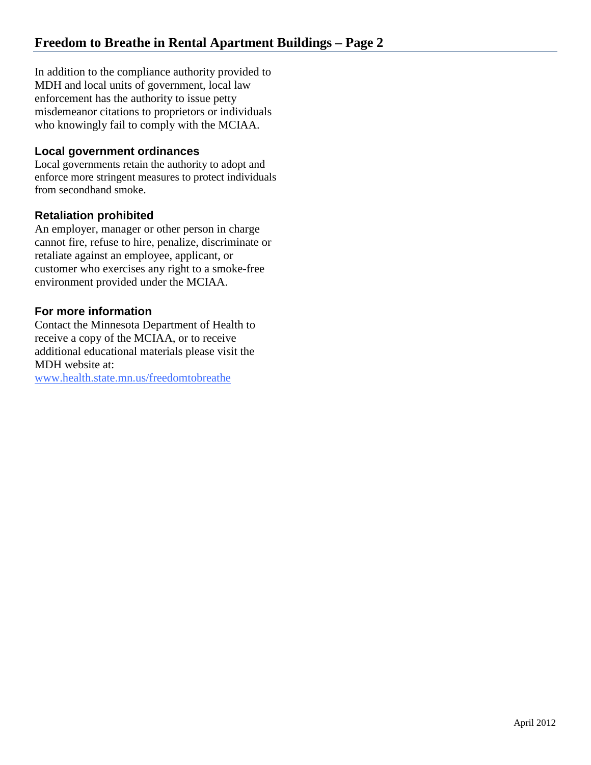In addition to the compliance authority provided to MDH and local units of government, local law enforcement has the authority to issue petty misdemeanor citations to proprietors or individuals who knowingly fail to comply with the MCIAA.

### Local government ordinances

Local governments retain the authority to adopt and enforce more stringent measures to protect individuals from secondhand smoke.

### Retaliation prohibited

An employer, manager or other person in charge cannot fire, refuse to hire, penalize, discriminate or retaliate against an employee, applicant, or customer who exercises any right to a smoke-free environment provided under the MCIAA.

### For more information

Contact the Minnesota Department of Health to receive a copy of the MCIAA, or to receive additional educational materials please visit the MDH website at:
www.health.state.mn.us/freedomtobreathe

April 2012